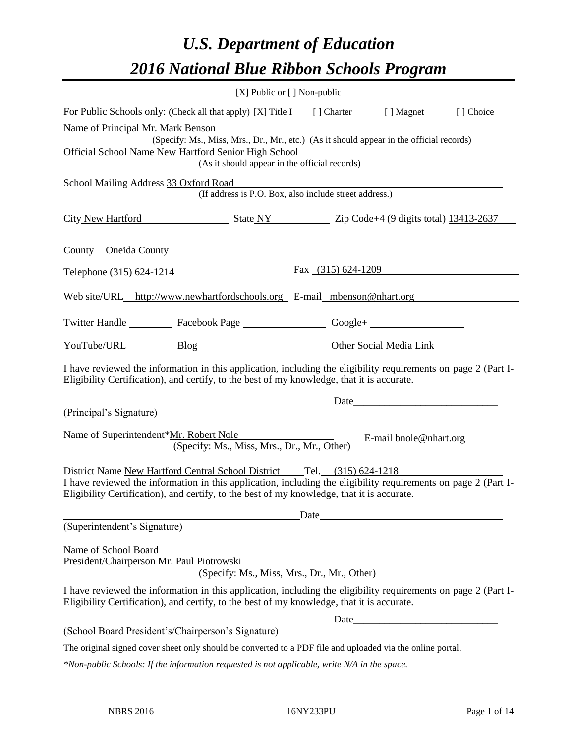# *U.S. Department of Education*

# *2016 National Blue Ribbon Schools Program*

[X] Public or [ ] Non-public

For Public Schools only: (Check all that apply) [X] Title I [ ] Charter [ ] Magnet [ ] Choice

Name of Principal Mr. Mark Benson
(Specify: Ms., Miss, Mrs., Dr., Mr., etc.) (As it should appear in the official records)

Official School Name New Hartford Senior High School
(As it should appear in the official records)

School Mailing Address 33 Oxford Road
(If address is P.O. Box, also include street address.)

City New Hartford State NY Zip Code+4 (9 digits total) 13413-2637

County Oneida County

Telephone (315) 624-1214 Fax (315) 624-1209

Web site/URL http://www.newhartfordschools.org E-mail mbenson@nhart.org

Twitter Handle ________ Facebook Page ________ Google+ ________

YouTube/URL ________ Blog ________ Other Social Media Link ________

I have reviewed the information in this application, including the eligibility requirements on page 2 (Part I-Eligibility Certification), and certify, to the best of my knowledge, that it is accurate.

_________________________________________ Date_________________________

(Principal's Signature)

Name of Superintendent*Mr. Robert Nole E-mail bnole@nhart.org
(Specify: Ms., Miss, Mrs., Dr., Mr., Other)

District Name New Hartford Central School District Tel. (315) 624-1218

I have reviewed the information in this application, including the eligibility requirements on page 2 (Part I-Eligibility Certification), and certify, to the best of my knowledge, that it is accurate.

_________________________________________ Date_________________________

(Superintendent's Signature)

Name of School Board
President/Chairperson Mr. Paul Piotrowski
(Specify: Ms., Miss, Mrs., Dr., Mr., Other)

I have reviewed the information in this application, including the eligibility requirements on page 2 (Part I-Eligibility Certification), and certify, to the best of my knowledge, that it is accurate.

_________________________________________ Date_________________________

(School Board President's/Chairperson's Signature)

The original signed cover sheet only should be converted to a PDF file and uploaded via the online portal.

*\*Non-public Schools: If the information requested is not applicable, write N/A in the space.*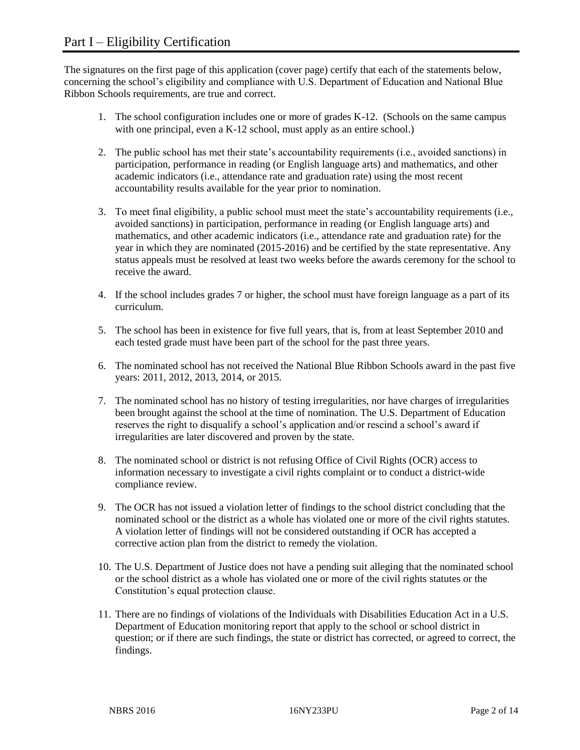# Part I – Eligibility Certification

The signatures on the first page of this application (cover page) certify that each of the statements below, concerning the school's eligibility and compliance with U.S. Department of Education and National Blue Ribbon Schools requirements, are true and correct.

1. The school configuration includes one or more of grades K-12. (Schools on the same campus with one principal, even a K-12 school, must apply as an entire school.)
2. The public school has met their state's accountability requirements (i.e., avoided sanctions) in participation, performance in reading (or English language arts) and mathematics, and other academic indicators (i.e., attendance rate and graduation rate) using the most recent accountability results available for the year prior to nomination.
3. To meet final eligibility, a public school must meet the state's accountability requirements (i.e., avoided sanctions) in participation, performance in reading (or English language arts) and mathematics, and other academic indicators (i.e., attendance rate and graduation rate) for the year in which they are nominated (2015-2016) and be certified by the state representative. Any status appeals must be resolved at least two weeks before the awards ceremony for the school to receive the award.
4. If the school includes grades 7 or higher, the school must have foreign language as a part of its curriculum.
5. The school has been in existence for five full years, that is, from at least September 2010 and each tested grade must have been part of the school for the past three years.
6. The nominated school has not received the National Blue Ribbon Schools award in the past five years: 2011, 2012, 2013, 2014, or 2015.
7. The nominated school has no history of testing irregularities, nor have charges of irregularities been brought against the school at the time of nomination. The U.S. Department of Education reserves the right to disqualify a school's application and/or rescind a school's award if irregularities are later discovered and proven by the state.
8. The nominated school or district is not refusing Office of Civil Rights (OCR) access to information necessary to investigate a civil rights complaint or to conduct a district-wide compliance review.
9. The OCR has not issued a violation letter of findings to the school district concluding that the nominated school or the district as a whole has violated one or more of the civil rights statutes. A violation letter of findings will not be considered outstanding if OCR has accepted a corrective action plan from the district to remedy the violation.
10. The U.S. Department of Justice does not have a pending suit alleging that the nominated school or the school district as a whole has violated one or more of the civil rights statutes or the Constitution's equal protection clause.
11. There are no findings of violations of the Individuals with Disabilities Education Act in a U.S. Department of Education monitoring report that apply to the school or school district in question; or if there are such findings, the state or district has corrected, or agreed to correct, the findings.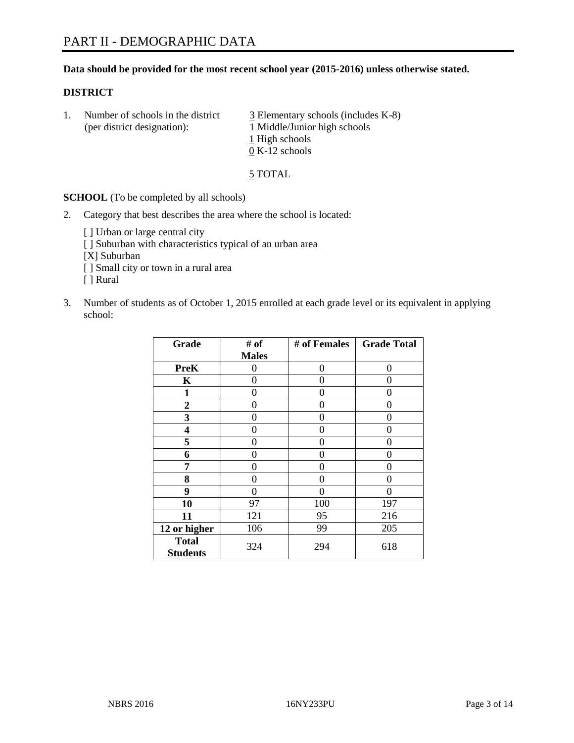# PART II - DEMOGRAPHIC DATA

**Data should be provided for the most recent school year (2015-2016) unless otherwise stated.**

## DISTRICT

1. Number of schools in the district (per district designation):
   3 Elementary schools (includes K-8)
   1 Middle/Junior high schools
   1 High schools
   0 K-12 schools

   5 TOTAL

**SCHOOL** (To be completed by all schools)

2. Category that best describes the area where the school is located:

   [ ] Urban or large central city
   [ ] Suburban with characteristics typical of an urban area
   [X] Suburban
   [ ] Small city or town in a rural area
   [ ] Rural

3. Number of students as of October 1, 2015 enrolled at each grade level or its equivalent in applying school:

| Grade | # of Males | # of Females | Grade Total |
|---|---|---|---|
| **PreK** | 0 | 0 | 0 |
| **K** | 0 | 0 | 0 |
| **1** | 0 | 0 | 0 |
| **2** | 0 | 0 | 0 |
| **3** | 0 | 0 | 0 |
| **4** | 0 | 0 | 0 |
| **5** | 0 | 0 | 0 |
| **6** | 0 | 0 | 0 |
| **7** | 0 | 0 | 0 |
| **8** | 0 | 0 | 0 |
| **9** | 0 | 0 | 0 |
| **10** | 97 | 100 | 197 |
| **11** | 121 | 95 | 216 |
| **12 or higher** | 106 | 99 | 205 |
| **Total Students** | 324 | 294 | 618 |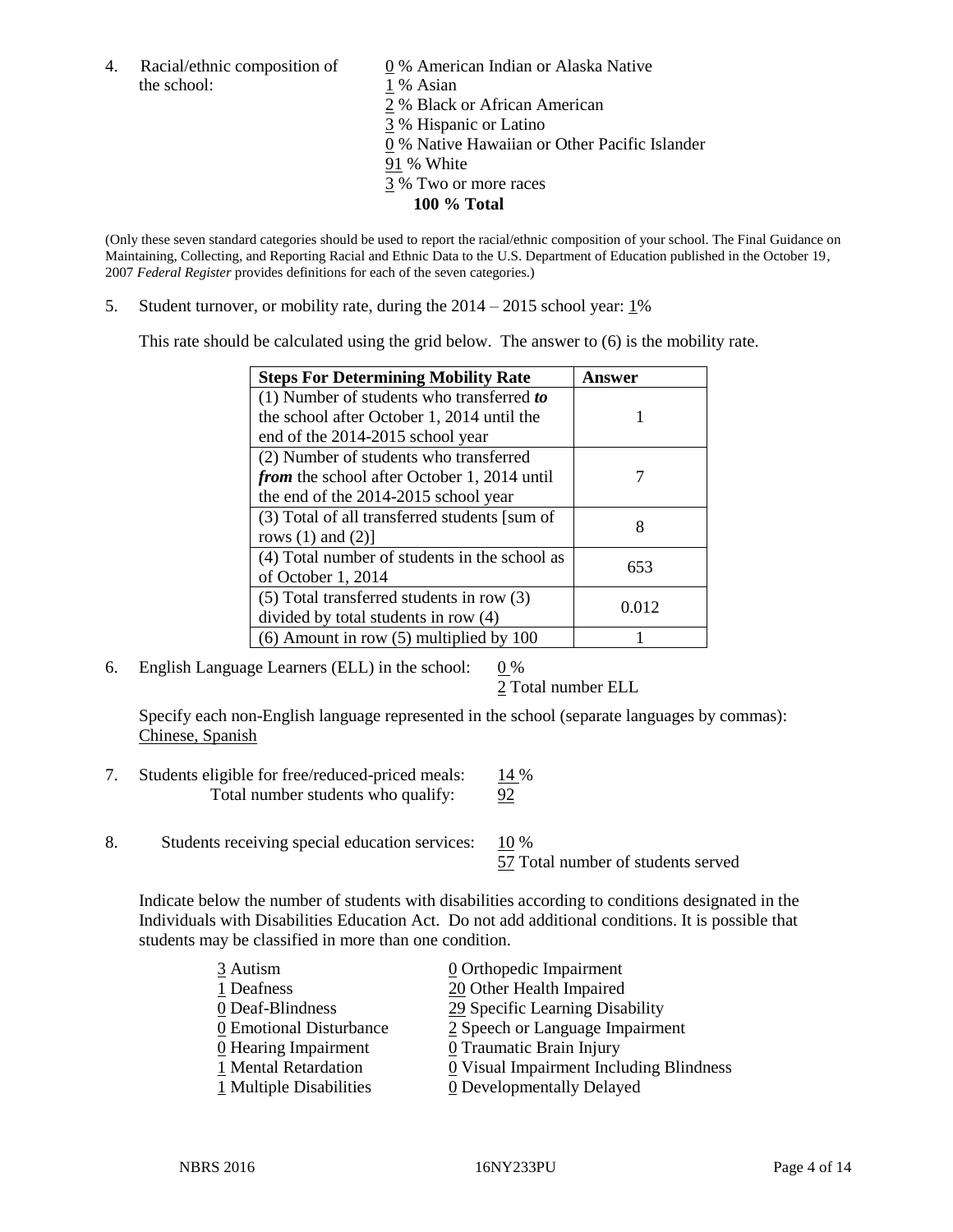4. Racial/ethnic composition of the school:

0 % American Indian or Alaska Native
1 % Asian
2 % Black or African American
3 % Hispanic or Latino
0 % Native Hawaiian or Other Pacific Islander
91 % White
3 % Two or more races
**100 % Total**

(Only these seven standard categories should be used to report the racial/ethnic composition of your school. The Final Guidance on Maintaining, Collecting, and Reporting Racial and Ethnic Data to the U.S. Department of Education published in the October 19, 2007 *Federal Register* provides definitions for each of the seven categories.)

5. Student turnover, or mobility rate, during the 2014 – 2015 school year: 1%

This rate should be calculated using the grid below. The answer to (6) is the mobility rate.

| **Steps For Determining Mobility Rate** | **Answer** |
|---|---|
| (1) Number of students who transferred ***to*** the school after October 1, 2014 until the end of the 2014-2015 school year | 1 |
| (2) Number of students who transferred ***from*** the school after October 1, 2014 until the end of the 2014-2015 school year | 7 |
| (3) Total of all transferred students [sum of rows (1) and (2)] | 8 |
| (4) Total number of students in the school as of October 1, 2014 | 653 |
| (5) Total transferred students in row (3) divided by total students in row (4) | 0.012 |
| (6) Amount in row (5) multiplied by 100 | 1 |

6. English Language Learners (ELL) in the school: 0 %
2 Total number ELL

Specify each non-English language represented in the school (separate languages by commas):
Chinese, Spanish

7. Students eligible for free/reduced-priced meals: 14 %
Total number students who qualify: 92

8. Students receiving special education services: 10 %
57 Total number of students served

Indicate below the number of students with disabilities according to conditions designated in the Individuals with Disabilities Education Act. Do not add additional conditions. It is possible that students may be classified in more than one condition.

3 Autism
1 Deafness
0 Deaf-Blindness
0 Emotional Disturbance
0 Hearing Impairment
1 Mental Retardation
1 Multiple Disabilities
0 Orthopedic Impairment
20 Other Health Impaired
29 Specific Learning Disability
2 Speech or Language Impairment
0 Traumatic Brain Injury
0 Visual Impairment Including Blindness
0 Developmentally Delayed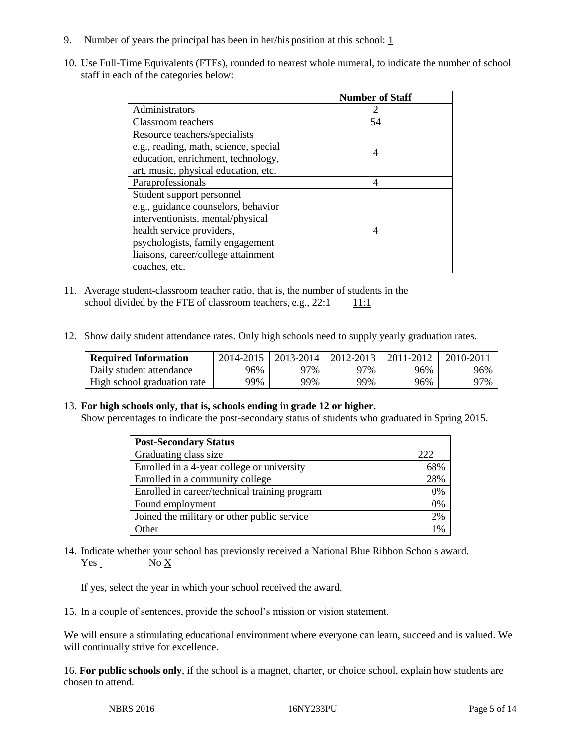9. Number of years the principal has been in her/his position at this school: 1

10. Use Full-Time Equivalents (FTEs), rounded to nearest whole numeral, to indicate the number of school staff in each of the categories below:

| | Number of Staff |
|---|---|
| Administrators | 2 |
| Classroom teachers | 54 |
| Resource teachers/specialists e.g., reading, math, science, special education, enrichment, technology, art, music, physical education, etc. | 4 |
| Paraprofessionals | 4 |
| Student support personnel e.g., guidance counselors, behavior interventionists, mental/physical health service providers, psychologists, family engagement liaisons, career/college attainment coaches, etc. | 4 |

11. Average student-classroom teacher ratio, that is, the number of students in the school divided by the FTE of classroom teachers, e.g., 22:1 11:1

12. Show daily student attendance rates. Only high schools need to supply yearly graduation rates.

| Required Information | 2014-2015 | 2013-2014 | 2012-2013 | 2011-2012 | 2010-2011 |
|---|---|---|---|---|---|
| Daily student attendance | 96% | 97% | 97% | 96% | 96% |
| High school graduation rate | 99% | 99% | 99% | 96% | 97% |

13. **For high schools only, that is, schools ending in grade 12 or higher.**
Show percentages to indicate the post-secondary status of students who graduated in Spring 2015.

| Post-Secondary Status | |
|---|---|
| Graduating class size | 222 |
| Enrolled in a 4-year college or university | 68% |
| Enrolled in a community college | 28% |
| Enrolled in career/technical training program | 0% |
| Found employment | 0% |
| Joined the military or other public service | 2% |
| Other | 1% |

14. Indicate whether your school has previously received a National Blue Ribbon Schools award.
Yes No X

If yes, select the year in which your school received the award.

15. In a couple of sentences, provide the school's mission or vision statement.

We will ensure a stimulating educational environment where everyone can learn, succeed and is valued. We will continually strive for excellence.

16. **For public schools only**, if the school is a magnet, charter, or choice school, explain how students are chosen to attend.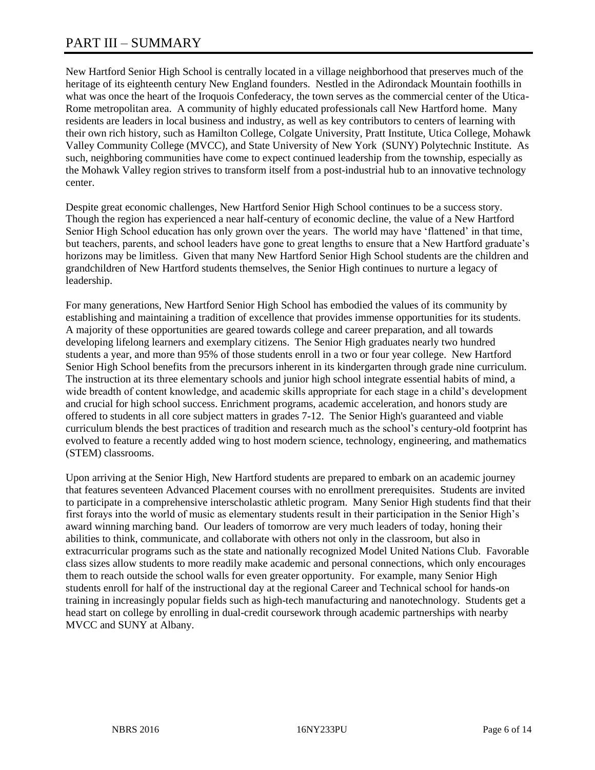# PART III – SUMMARY

New Hartford Senior High School is centrally located in a village neighborhood that preserves much of the heritage of its eighteenth century New England founders. Nestled in the Adirondack Mountain foothills in what was once the heart of the Iroquois Confederacy, the town serves as the commercial center of the Utica-Rome metropolitan area. A community of highly educated professionals call New Hartford home. Many residents are leaders in local business and industry, as well as key contributors to centers of learning with their own rich history, such as Hamilton College, Colgate University, Pratt Institute, Utica College, Mohawk Valley Community College (MVCC), and State University of New York (SUNY) Polytechnic Institute. As such, neighboring communities have come to expect continued leadership from the township, especially as the Mohawk Valley region strives to transform itself from a post-industrial hub to an innovative technology center.

Despite great economic challenges, New Hartford Senior High School continues to be a success story. Though the region has experienced a near half-century of economic decline, the value of a New Hartford Senior High School education has only grown over the years. The world may have 'flattened' in that time, but teachers, parents, and school leaders have gone to great lengths to ensure that a New Hartford graduate's horizons may be limitless. Given that many New Hartford Senior High School students are the children and grandchildren of New Hartford students themselves, the Senior High continues to nurture a legacy of leadership.

For many generations, New Hartford Senior High School has embodied the values of its community by establishing and maintaining a tradition of excellence that provides immense opportunities for its students. A majority of these opportunities are geared towards college and career preparation, and all towards developing lifelong learners and exemplary citizens. The Senior High graduates nearly two hundred students a year, and more than 95% of those students enroll in a two or four year college. New Hartford Senior High School benefits from the precursors inherent in its kindergarten through grade nine curriculum. The instruction at its three elementary schools and junior high school integrate essential habits of mind, a wide breadth of content knowledge, and academic skills appropriate for each stage in a child's development and crucial for high school success. Enrichment programs, academic acceleration, and honors study are offered to students in all core subject matters in grades 7-12. The Senior High's guaranteed and viable curriculum blends the best practices of tradition and research much as the school's century-old footprint has evolved to feature a recently added wing to host modern science, technology, engineering, and mathematics (STEM) classrooms.

Upon arriving at the Senior High, New Hartford students are prepared to embark on an academic journey that features seventeen Advanced Placement courses with no enrollment prerequisites. Students are invited to participate in a comprehensive interscholastic athletic program. Many Senior High students find that their first forays into the world of music as elementary students result in their participation in the Senior High's award winning marching band. Our leaders of tomorrow are very much leaders of today, honing their abilities to think, communicate, and collaborate with others not only in the classroom, but also in extracurricular programs such as the state and nationally recognized Model United Nations Club. Favorable class sizes allow students to more readily make academic and personal connections, which only encourages them to reach outside the school walls for even greater opportunity. For example, many Senior High students enroll for half of the instructional day at the regional Career and Technical school for hands-on training in increasingly popular fields such as high-tech manufacturing and nanotechnology. Students get a head start on college by enrolling in dual-credit coursework through academic partnerships with nearby MVCC and SUNY at Albany.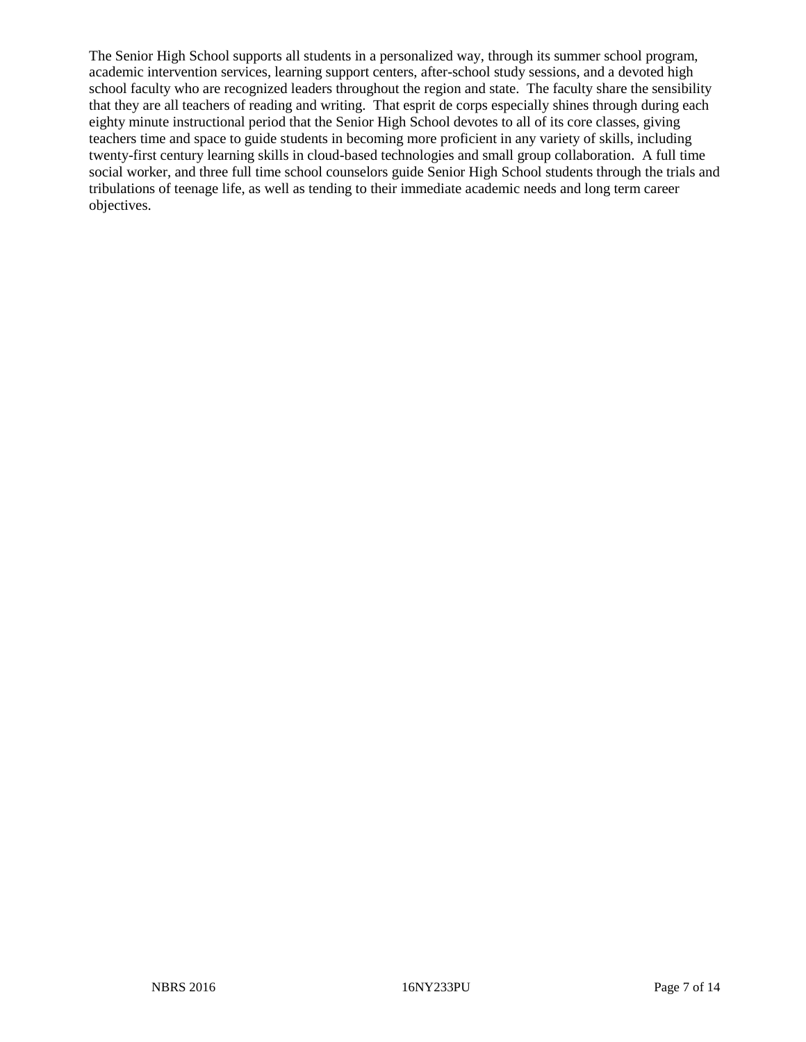The Senior High School supports all students in a personalized way, through its summer school program, academic intervention services, learning support centers, after-school study sessions, and a devoted high school faculty who are recognized leaders throughout the region and state. The faculty share the sensibility that they are all teachers of reading and writing. That esprit de corps especially shines through during each eighty minute instructional period that the Senior High School devotes to all of its core classes, giving teachers time and space to guide students in becoming more proficient in any variety of skills, including twenty-first century learning skills in cloud-based technologies and small group collaboration. A full time social worker, and three full time school counselors guide Senior High School students through the trials and tribulations of teenage life, as well as tending to their immediate academic needs and long term career objectives.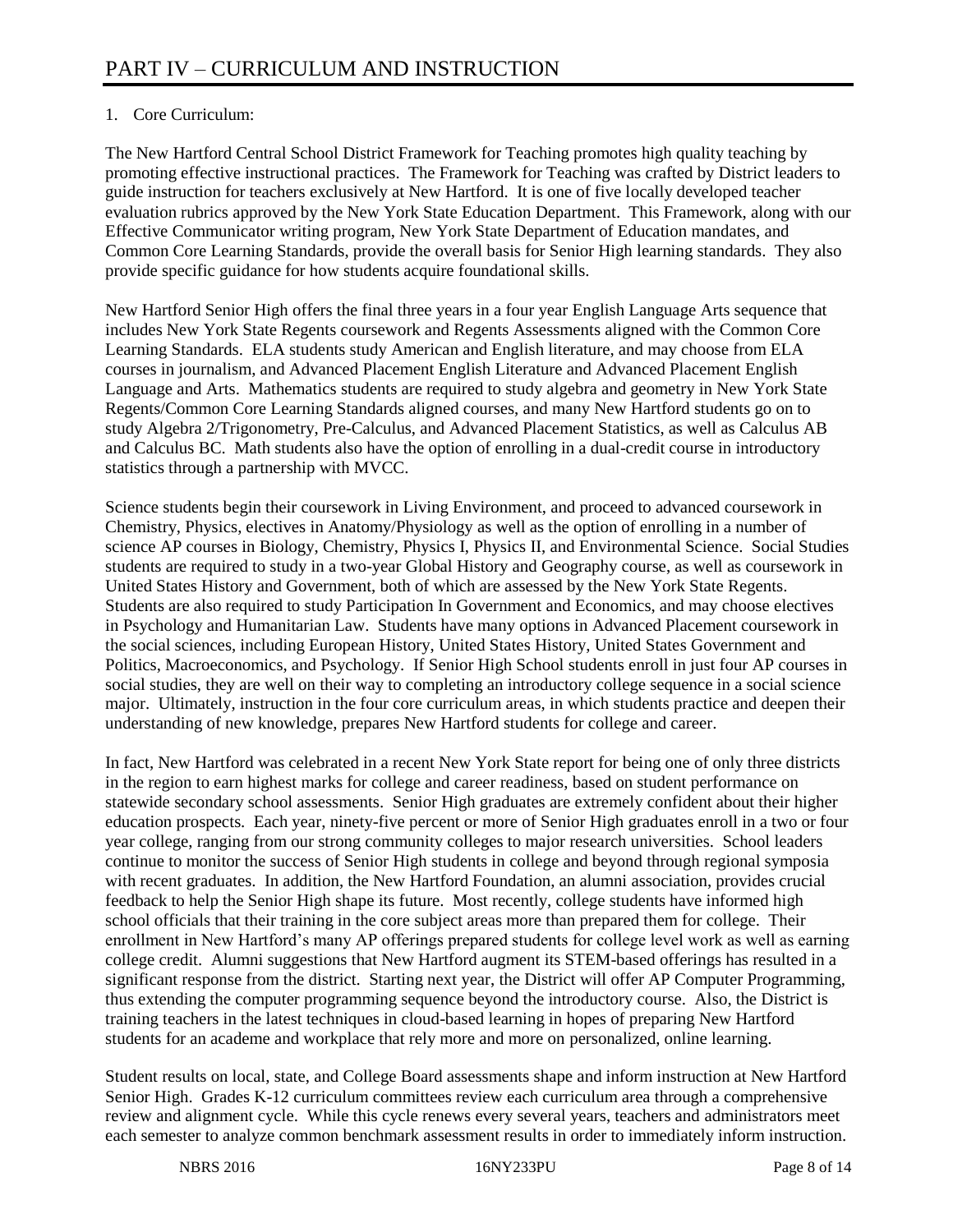# PART IV – CURRICULUM AND INSTRUCTION

1. Core Curriculum:

The New Hartford Central School District Framework for Teaching promotes high quality teaching by promoting effective instructional practices. The Framework for Teaching was crafted by District leaders to guide instruction for teachers exclusively at New Hartford. It is one of five locally developed teacher evaluation rubrics approved by the New York State Education Department. This Framework, along with our Effective Communicator writing program, New York State Department of Education mandates, and Common Core Learning Standards, provide the overall basis for Senior High learning standards. They also provide specific guidance for how students acquire foundational skills.

New Hartford Senior High offers the final three years in a four year English Language Arts sequence that includes New York State Regents coursework and Regents Assessments aligned with the Common Core Learning Standards. ELA students study American and English literature, and may choose from ELA courses in journalism, and Advanced Placement English Literature and Advanced Placement English Language and Arts. Mathematics students are required to study algebra and geometry in New York State Regents/Common Core Learning Standards aligned courses, and many New Hartford students go on to study Algebra 2/Trigonometry, Pre-Calculus, and Advanced Placement Statistics, as well as Calculus AB and Calculus BC. Math students also have the option of enrolling in a dual-credit course in introductory statistics through a partnership with MVCC.

Science students begin their coursework in Living Environment, and proceed to advanced coursework in Chemistry, Physics, electives in Anatomy/Physiology as well as the option of enrolling in a number of science AP courses in Biology, Chemistry, Physics I, Physics II, and Environmental Science. Social Studies students are required to study in a two-year Global History and Geography course, as well as coursework in United States History and Government, both of which are assessed by the New York State Regents. Students are also required to study Participation In Government and Economics, and may choose electives in Psychology and Humanitarian Law. Students have many options in Advanced Placement coursework in the social sciences, including European History, United States History, United States Government and Politics, Macroeconomics, and Psychology. If Senior High School students enroll in just four AP courses in social studies, they are well on their way to completing an introductory college sequence in a social science major. Ultimately, instruction in the four core curriculum areas, in which students practice and deepen their understanding of new knowledge, prepares New Hartford students for college and career.

In fact, New Hartford was celebrated in a recent New York State report for being one of only three districts in the region to earn highest marks for college and career readiness, based on student performance on statewide secondary school assessments. Senior High graduates are extremely confident about their higher education prospects. Each year, ninety-five percent or more of Senior High graduates enroll in a two or four year college, ranging from our strong community colleges to major research universities. School leaders continue to monitor the success of Senior High students in college and beyond through regional symposia with recent graduates. In addition, the New Hartford Foundation, an alumni association, provides crucial feedback to help the Senior High shape its future. Most recently, college students have informed high school officials that their training in the core subject areas more than prepared them for college. Their enrollment in New Hartford's many AP offerings prepared students for college level work as well as earning college credit. Alumni suggestions that New Hartford augment its STEM-based offerings has resulted in a significant response from the district. Starting next year, the District will offer AP Computer Programming, thus extending the computer programming sequence beyond the introductory course. Also, the District is training teachers in the latest techniques in cloud-based learning in hopes of preparing New Hartford students for an academe and workplace that rely more and more on personalized, online learning.

Student results on local, state, and College Board assessments shape and inform instruction at New Hartford Senior High. Grades K-12 curriculum committees review each curriculum area through a comprehensive review and alignment cycle. While this cycle renews every several years, teachers and administrators meet each semester to analyze common benchmark assessment results in order to immediately inform instruction.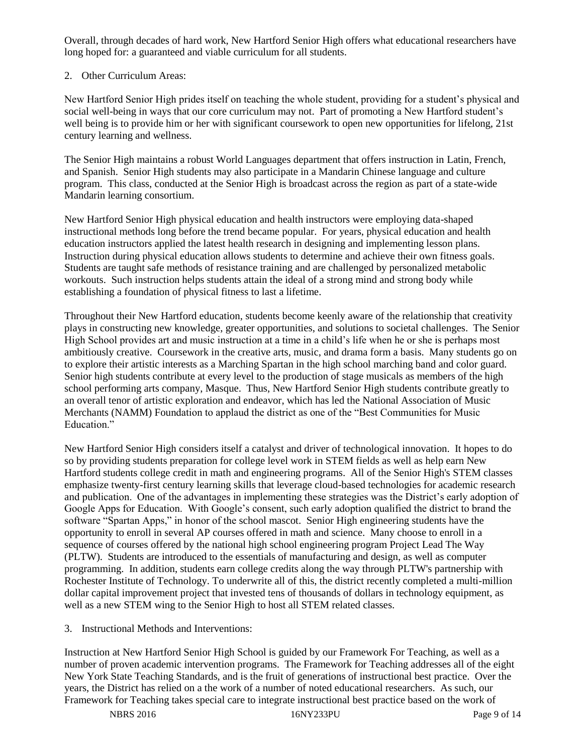Overall, through decades of hard work, New Hartford Senior High offers what educational researchers have long hoped for: a guaranteed and viable curriculum for all students.

2. Other Curriculum Areas:

New Hartford Senior High prides itself on teaching the whole student, providing for a student's physical and social well-being in ways that our core curriculum may not. Part of promoting a New Hartford student's well being is to provide him or her with significant coursework to open new opportunities for lifelong, 21st century learning and wellness.

The Senior High maintains a robust World Languages department that offers instruction in Latin, French, and Spanish. Senior High students may also participate in a Mandarin Chinese language and culture program. This class, conducted at the Senior High is broadcast across the region as part of a state-wide Mandarin learning consortium.

New Hartford Senior High physical education and health instructors were employing data-shaped instructional methods long before the trend became popular. For years, physical education and health education instructors applied the latest health research in designing and implementing lesson plans. Instruction during physical education allows students to determine and achieve their own fitness goals. Students are taught safe methods of resistance training and are challenged by personalized metabolic workouts. Such instruction helps students attain the ideal of a strong mind and strong body while establishing a foundation of physical fitness to last a lifetime.

Throughout their New Hartford education, students become keenly aware of the relationship that creativity plays in constructing new knowledge, greater opportunities, and solutions to societal challenges. The Senior High School provides art and music instruction at a time in a child's life when he or she is perhaps most ambitiously creative. Coursework in the creative arts, music, and drama form a basis. Many students go on to explore their artistic interests as a Marching Spartan in the high school marching band and color guard. Senior high students contribute at every level to the production of stage musicals as members of the high school performing arts company, Masque. Thus, New Hartford Senior High students contribute greatly to an overall tenor of artistic exploration and endeavor, which has led the National Association of Music Merchants (NAMM) Foundation to applaud the district as one of the "Best Communities for Music Education."

New Hartford Senior High considers itself a catalyst and driver of technological innovation. It hopes to do so by providing students preparation for college level work in STEM fields as well as help earn New Hartford students college credit in math and engineering programs. All of the Senior High's STEM classes emphasize twenty-first century learning skills that leverage cloud-based technologies for academic research and publication. One of the advantages in implementing these strategies was the District's early adoption of Google Apps for Education. With Google's consent, such early adoption qualified the district to brand the software "Spartan Apps," in honor of the school mascot. Senior High engineering students have the opportunity to enroll in several AP courses offered in math and science. Many choose to enroll in a sequence of courses offered by the national high school engineering program Project Lead The Way (PLTW). Students are introduced to the essentials of manufacturing and design, as well as computer programming. In addition, students earn college credits along the way through PLTW's partnership with Rochester Institute of Technology. To underwrite all of this, the district recently completed a multi-million dollar capital improvement project that invested tens of thousands of dollars in technology equipment, as well as a new STEM wing to the Senior High to host all STEM related classes.

3. Instructional Methods and Interventions:

Instruction at New Hartford Senior High School is guided by our Framework For Teaching, as well as a number of proven academic intervention programs. The Framework for Teaching addresses all of the eight New York State Teaching Standards, and is the fruit of generations of instructional best practice. Over the years, the District has relied on a the work of a number of noted educational researchers. As such, our Framework for Teaching takes special care to integrate instructional best practice based on the work of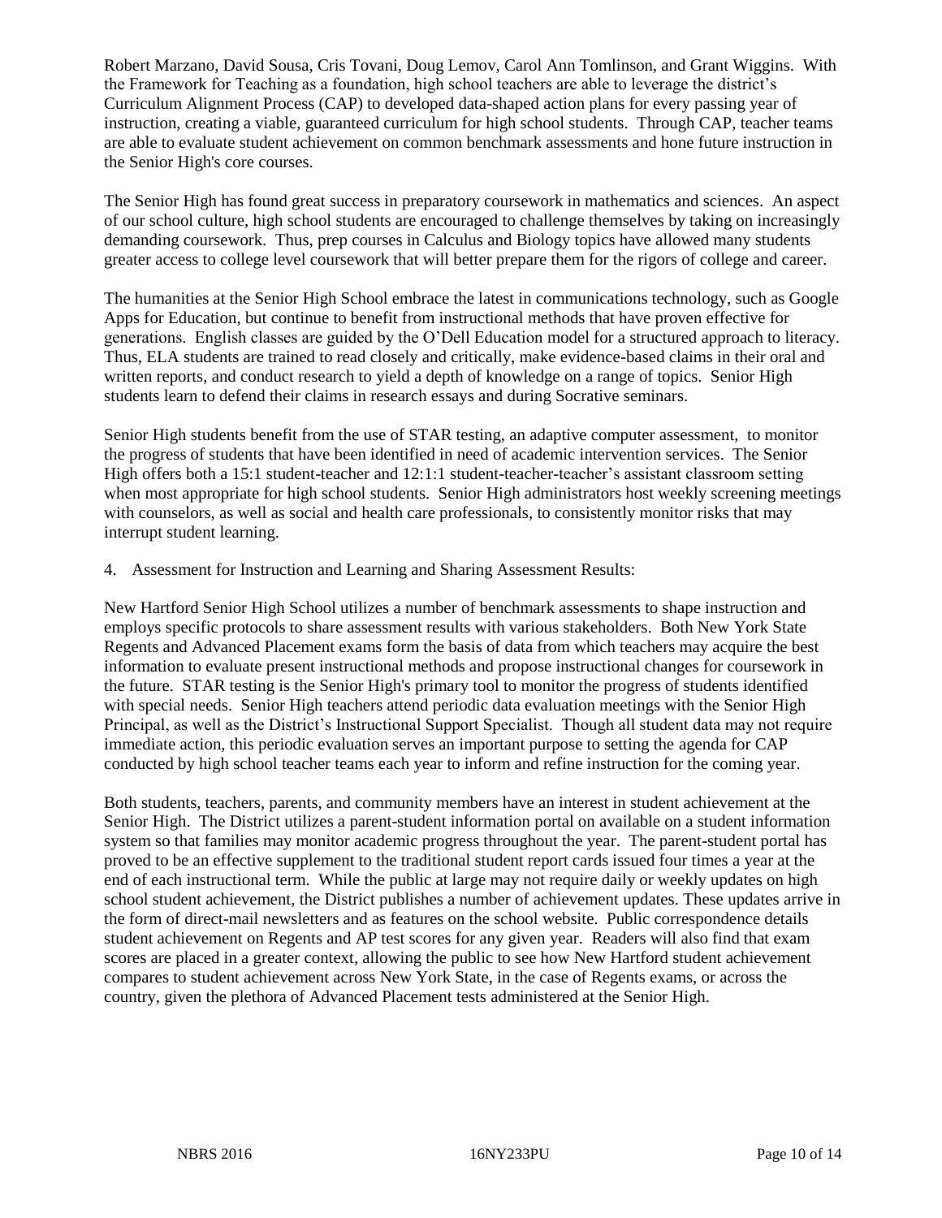Robert Marzano, David Sousa, Cris Tovani, Doug Lemov, Carol Ann Tomlinson, and Grant Wiggins. With the Framework for Teaching as a foundation, high school teachers are able to leverage the district's Curriculum Alignment Process (CAP) to developed data-shaped action plans for every passing year of instruction, creating a viable, guaranteed curriculum for high school students. Through CAP, teacher teams are able to evaluate student achievement on common benchmark assessments and hone future instruction in the Senior High's core courses.

The Senior High has found great success in preparatory coursework in mathematics and sciences. An aspect of our school culture, high school students are encouraged to challenge themselves by taking on increasingly demanding coursework. Thus, prep courses in Calculus and Biology topics have allowed many students greater access to college level coursework that will better prepare them for the rigors of college and career.

The humanities at the Senior High School embrace the latest in communications technology, such as Google Apps for Education, but continue to benefit from instructional methods that have proven effective for generations. English classes are guided by the O'Dell Education model for a structured approach to literacy. Thus, ELA students are trained to read closely and critically, make evidence-based claims in their oral and written reports, and conduct research to yield a depth of knowledge on a range of topics. Senior High students learn to defend their claims in research essays and during Socrative seminars.

Senior High students benefit from the use of STAR testing, an adaptive computer assessment, to monitor the progress of students that have been identified in need of academic intervention services. The Senior High offers both a 15:1 student-teacher and 12:1:1 student-teacher-teacher's assistant classroom setting when most appropriate for high school students. Senior High administrators host weekly screening meetings with counselors, as well as social and health care professionals, to consistently monitor risks that may interrupt student learning.

4. Assessment for Instruction and Learning and Sharing Assessment Results:

New Hartford Senior High School utilizes a number of benchmark assessments to shape instruction and employs specific protocols to share assessment results with various stakeholders. Both New York State Regents and Advanced Placement exams form the basis of data from which teachers may acquire the best information to evaluate present instructional methods and propose instructional changes for coursework in the future. STAR testing is the Senior High's primary tool to monitor the progress of students identified with special needs. Senior High teachers attend periodic data evaluation meetings with the Senior High Principal, as well as the District's Instructional Support Specialist. Though all student data may not require immediate action, this periodic evaluation serves an important purpose to setting the agenda for CAP conducted by high school teacher teams each year to inform and refine instruction for the coming year.

Both students, teachers, parents, and community members have an interest in student achievement at the Senior High. The District utilizes a parent-student information portal on available on a student information system so that families may monitor academic progress throughout the year. The parent-student portal has proved to be an effective supplement to the traditional student report cards issued four times a year at the end of each instructional term. While the public at large may not require daily or weekly updates on high school student achievement, the District publishes a number of achievement updates. These updates arrive in the form of direct-mail newsletters and as features on the school website. Public correspondence details student achievement on Regents and AP test scores for any given year. Readers will also find that exam scores are placed in a greater context, allowing the public to see how New Hartford student achievement compares to student achievement across New York State, in the case of Regents exams, or across the country, given the plethora of Advanced Placement tests administered at the Senior High.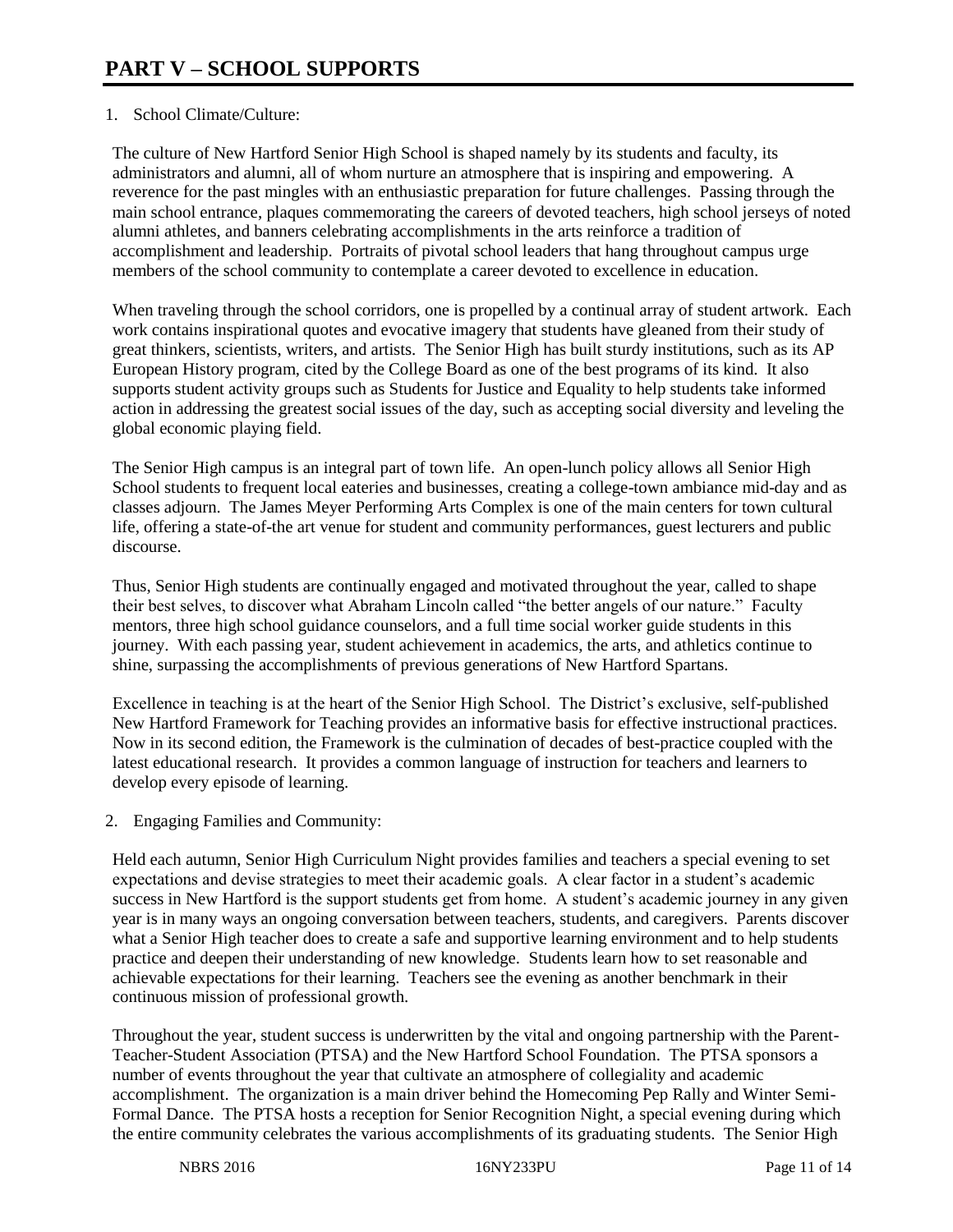# PART V – SCHOOL SUPPORTS

1. School Climate/Culture:

The culture of New Hartford Senior High School is shaped namely by its students and faculty, its administrators and alumni, all of whom nurture an atmosphere that is inspiring and empowering. A reverence for the past mingles with an enthusiastic preparation for future challenges. Passing through the main school entrance, plaques commemorating the careers of devoted teachers, high school jerseys of noted alumni athletes, and banners celebrating accomplishments in the arts reinforce a tradition of accomplishment and leadership. Portraits of pivotal school leaders that hang throughout campus urge members of the school community to contemplate a career devoted to excellence in education.

When traveling through the school corridors, one is propelled by a continual array of student artwork. Each work contains inspirational quotes and evocative imagery that students have gleaned from their study of great thinkers, scientists, writers, and artists. The Senior High has built sturdy institutions, such as its AP European History program, cited by the College Board as one of the best programs of its kind. It also supports student activity groups such as Students for Justice and Equality to help students take informed action in addressing the greatest social issues of the day, such as accepting social diversity and leveling the global economic playing field.

The Senior High campus is an integral part of town life. An open-lunch policy allows all Senior High School students to frequent local eateries and businesses, creating a college-town ambiance mid-day and as classes adjourn. The James Meyer Performing Arts Complex is one of the main centers for town cultural life, offering a state-of-the art venue for student and community performances, guest lecturers and public discourse.

Thus, Senior High students are continually engaged and motivated throughout the year, called to shape their best selves, to discover what Abraham Lincoln called "the better angels of our nature." Faculty mentors, three high school guidance counselors, and a full time social worker guide students in this journey. With each passing year, student achievement in academics, the arts, and athletics continue to shine, surpassing the accomplishments of previous generations of New Hartford Spartans.

Excellence in teaching is at the heart of the Senior High School. The District's exclusive, self-published New Hartford Framework for Teaching provides an informative basis for effective instructional practices. Now in its second edition, the Framework is the culmination of decades of best-practice coupled with the latest educational research. It provides a common language of instruction for teachers and learners to develop every episode of learning.

2. Engaging Families and Community:

Held each autumn, Senior High Curriculum Night provides families and teachers a special evening to set expectations and devise strategies to meet their academic goals. A clear factor in a student's academic success in New Hartford is the support students get from home. A student's academic journey in any given year is in many ways an ongoing conversation between teachers, students, and caregivers. Parents discover what a Senior High teacher does to create a safe and supportive learning environment and to help students practice and deepen their understanding of new knowledge. Students learn how to set reasonable and achievable expectations for their learning. Teachers see the evening as another benchmark in their continuous mission of professional growth.

Throughout the year, student success is underwritten by the vital and ongoing partnership with the Parent-Teacher-Student Association (PTSA) and the New Hartford School Foundation. The PTSA sponsors a number of events throughout the year that cultivate an atmosphere of collegiality and academic accomplishment. The organization is a main driver behind the Homecoming Pep Rally and Winter Semi-Formal Dance. The PTSA hosts a reception for Senior Recognition Night, a special evening during which the entire community celebrates the various accomplishments of its graduating students. The Senior High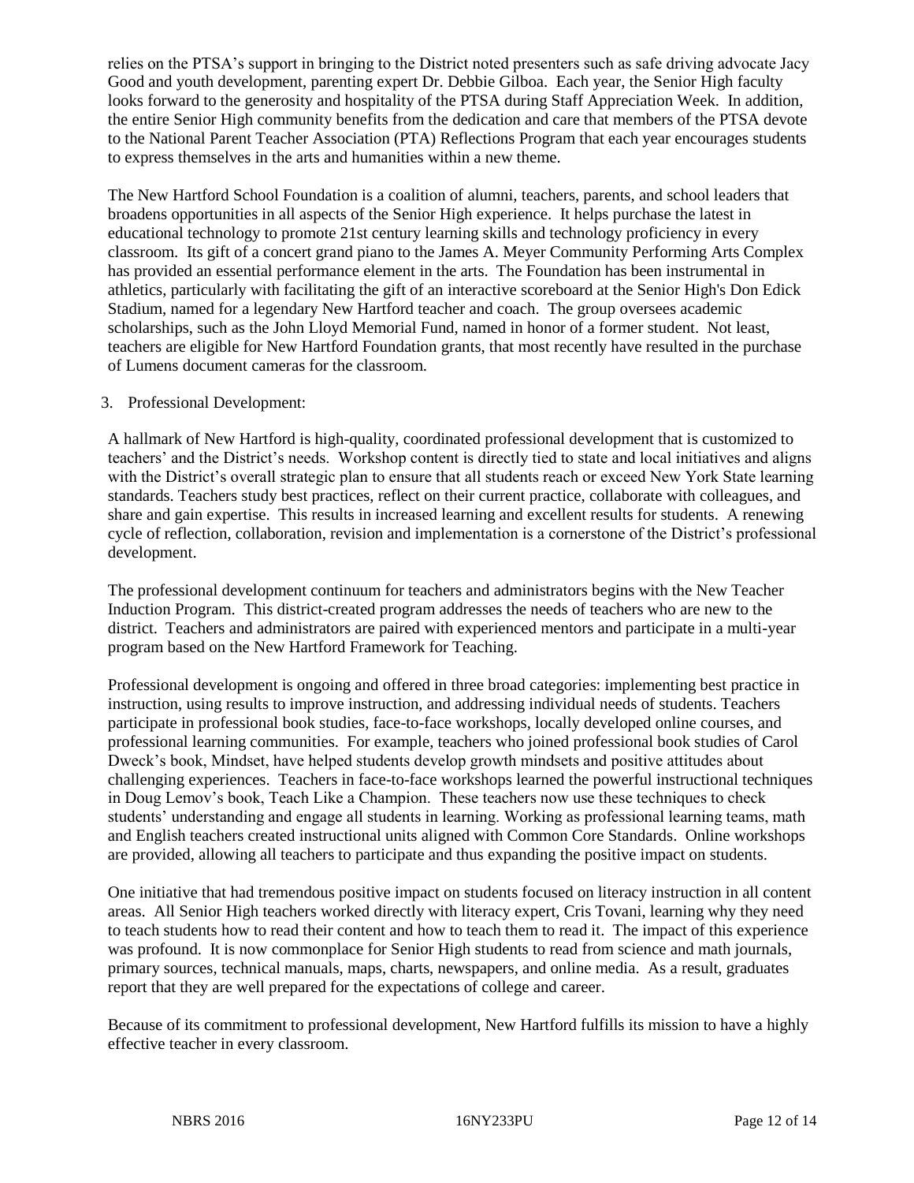relies on the PTSA's support in bringing to the District noted presenters such as safe driving advocate Jacy Good and youth development, parenting expert Dr. Debbie Gilboa. Each year, the Senior High faculty looks forward to the generosity and hospitality of the PTSA during Staff Appreciation Week. In addition, the entire Senior High community benefits from the dedication and care that members of the PTSA devote to the National Parent Teacher Association (PTA) Reflections Program that each year encourages students to express themselves in the arts and humanities within a new theme.

The New Hartford School Foundation is a coalition of alumni, teachers, parents, and school leaders that broadens opportunities in all aspects of the Senior High experience. It helps purchase the latest in educational technology to promote 21st century learning skills and technology proficiency in every classroom. Its gift of a concert grand piano to the James A. Meyer Community Performing Arts Complex has provided an essential performance element in the arts. The Foundation has been instrumental in athletics, particularly with facilitating the gift of an interactive scoreboard at the Senior High's Don Edick Stadium, named for a legendary New Hartford teacher and coach. The group oversees academic scholarships, such as the John Lloyd Memorial Fund, named in honor of a former student. Not least, teachers are eligible for New Hartford Foundation grants, that most recently have resulted in the purchase of Lumens document cameras for the classroom.

3. Professional Development:

A hallmark of New Hartford is high-quality, coordinated professional development that is customized to teachers' and the District's needs. Workshop content is directly tied to state and local initiatives and aligns with the District's overall strategic plan to ensure that all students reach or exceed New York State learning standards. Teachers study best practices, reflect on their current practice, collaborate with colleagues, and share and gain expertise. This results in increased learning and excellent results for students. A renewing cycle of reflection, collaboration, revision and implementation is a cornerstone of the District's professional development.

The professional development continuum for teachers and administrators begins with the New Teacher Induction Program. This district-created program addresses the needs of teachers who are new to the district. Teachers and administrators are paired with experienced mentors and participate in a multi-year program based on the New Hartford Framework for Teaching.

Professional development is ongoing and offered in three broad categories: implementing best practice in instruction, using results to improve instruction, and addressing individual needs of students. Teachers participate in professional book studies, face-to-face workshops, locally developed online courses, and professional learning communities. For example, teachers who joined professional book studies of Carol Dweck's book, Mindset, have helped students develop growth mindsets and positive attitudes about challenging experiences. Teachers in face-to-face workshops learned the powerful instructional techniques in Doug Lemov's book, Teach Like a Champion. These teachers now use these techniques to check students' understanding and engage all students in learning. Working as professional learning teams, math and English teachers created instructional units aligned with Common Core Standards. Online workshops are provided, allowing all teachers to participate and thus expanding the positive impact on students.

One initiative that had tremendous positive impact on students focused on literacy instruction in all content areas. All Senior High teachers worked directly with literacy expert, Cris Tovani, learning why they need to teach students how to read their content and how to teach them to read it. The impact of this experience was profound. It is now commonplace for Senior High students to read from science and math journals, primary sources, technical manuals, maps, charts, newspapers, and online media. As a result, graduates report that they are well prepared for the expectations of college and career.

Because of its commitment to professional development, New Hartford fulfills its mission to have a highly effective teacher in every classroom.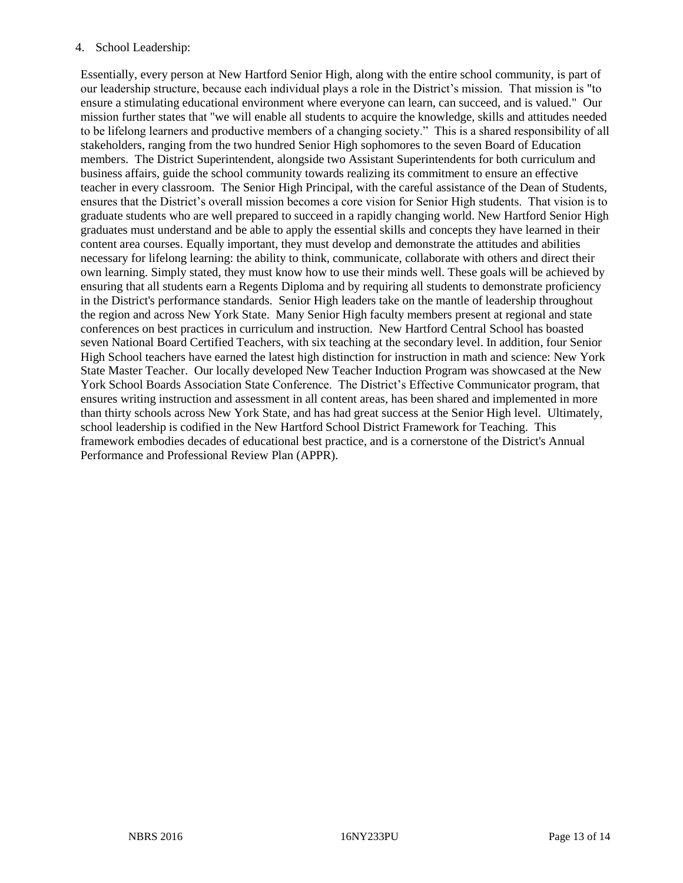4. School Leadership:

Essentially, every person at New Hartford Senior High, along with the entire school community, is part of our leadership structure, because each individual plays a role in the District's mission. That mission is "to ensure a stimulating educational environment where everyone can learn, can succeed, and is valued." Our mission further states that "we will enable all students to acquire the knowledge, skills and attitudes needed to be lifelong learners and productive members of a changing society." This is a shared responsibility of all stakeholders, ranging from the two hundred Senior High sophomores to the seven Board of Education members. The District Superintendent, alongside two Assistant Superintendents for both curriculum and business affairs, guide the school community towards realizing its commitment to ensure an effective teacher in every classroom. The Senior High Principal, with the careful assistance of the Dean of Students, ensures that the District's overall mission becomes a core vision for Senior High students. That vision is to graduate students who are well prepared to succeed in a rapidly changing world. New Hartford Senior High graduates must understand and be able to apply the essential skills and concepts they have learned in their content area courses. Equally important, they must develop and demonstrate the attitudes and abilities necessary for lifelong learning: the ability to think, communicate, collaborate with others and direct their own learning. Simply stated, they must know how to use their minds well. These goals will be achieved by ensuring that all students earn a Regents Diploma and by requiring all students to demonstrate proficiency in the District's performance standards. Senior High leaders take on the mantle of leadership throughout the region and across New York State. Many Senior High faculty members present at regional and state conferences on best practices in curriculum and instruction. New Hartford Central School has boasted seven National Board Certified Teachers, with six teaching at the secondary level. In addition, four Senior High School teachers have earned the latest high distinction for instruction in math and science: New York State Master Teacher. Our locally developed New Teacher Induction Program was showcased at the New York School Boards Association State Conference. The District's Effective Communicator program, that ensures writing instruction and assessment in all content areas, has been shared and implemented in more than thirty schools across New York State, and has had great success at the Senior High level. Ultimately, school leadership is codified in the New Hartford School District Framework for Teaching. This framework embodies decades of educational best practice, and is a cornerstone of the District's Annual Performance and Professional Review Plan (APPR).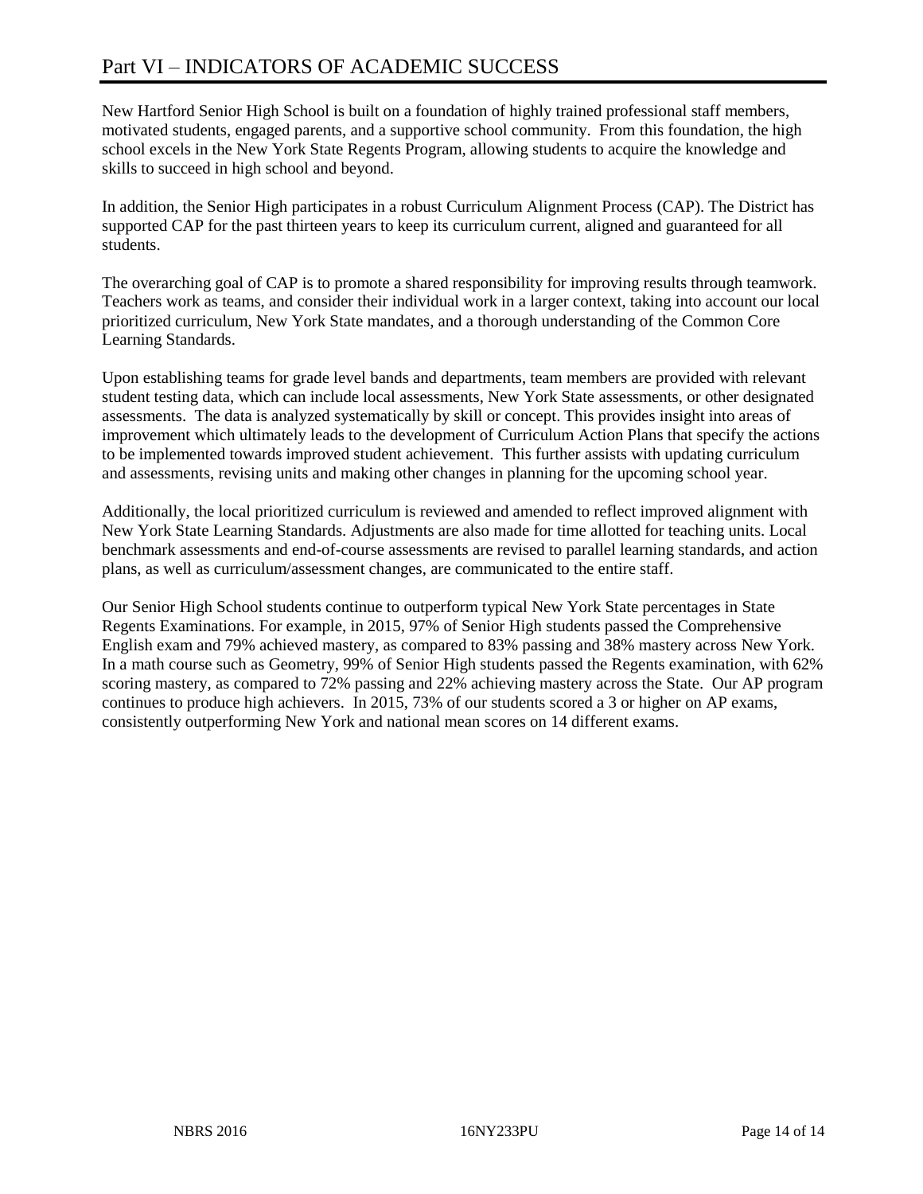# Part VI – INDICATORS OF ACADEMIC SUCCESS

New Hartford Senior High School is built on a foundation of highly trained professional staff members, motivated students, engaged parents, and a supportive school community. From this foundation, the high school excels in the New York State Regents Program, allowing students to acquire the knowledge and skills to succeed in high school and beyond.

In addition, the Senior High participates in a robust Curriculum Alignment Process (CAP). The District has supported CAP for the past thirteen years to keep its curriculum current, aligned and guaranteed for all students.

The overarching goal of CAP is to promote a shared responsibility for improving results through teamwork. Teachers work as teams, and consider their individual work in a larger context, taking into account our local prioritized curriculum, New York State mandates, and a thorough understanding of the Common Core Learning Standards.

Upon establishing teams for grade level bands and departments, team members are provided with relevant student testing data, which can include local assessments, New York State assessments, or other designated assessments. The data is analyzed systematically by skill or concept. This provides insight into areas of improvement which ultimately leads to the development of Curriculum Action Plans that specify the actions to be implemented towards improved student achievement. This further assists with updating curriculum and assessments, revising units and making other changes in planning for the upcoming school year.

Additionally, the local prioritized curriculum is reviewed and amended to reflect improved alignment with New York State Learning Standards. Adjustments are also made for time allotted for teaching units. Local benchmark assessments and end-of-course assessments are revised to parallel learning standards, and action plans, as well as curriculum/assessment changes, are communicated to the entire staff.

Our Senior High School students continue to outperform typical New York State percentages in State Regents Examinations. For example, in 2015, 97% of Senior High students passed the Comprehensive English exam and 79% achieved mastery, as compared to 83% passing and 38% mastery across New York. In a math course such as Geometry, 99% of Senior High students passed the Regents examination, with 62% scoring mastery, as compared to 72% passing and 22% achieving mastery across the State. Our AP program continues to produce high achievers. In 2015, 73% of our students scored a 3 or higher on AP exams, consistently outperforming New York and national mean scores on 14 different exams.